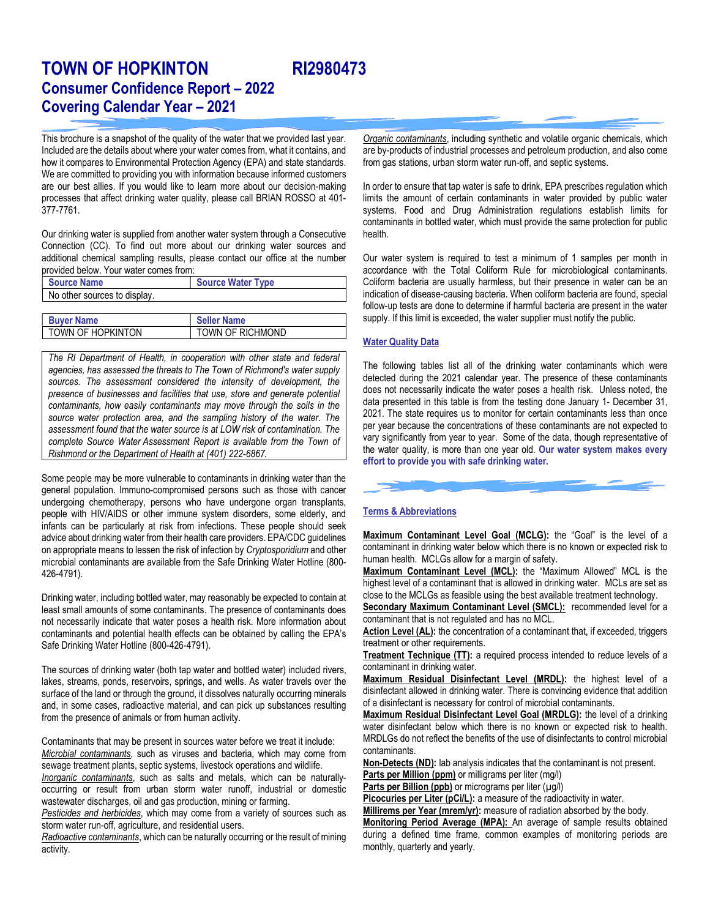# TOWN OF HOPKINTON RI2980473

## Consumer Confidence Report – 2022
## Covering Calendar Year – 2021

This brochure is a snapshot of the quality of the water that we provided last year. Included are the details about where your water comes from, what it contains, and how it compares to Environmental Protection Agency (EPA) and state standards. We are committed to providing you with information because informed customers are our best allies. If you would like to learn more about our decision-making processes that affect drinking water quality, please call BRIAN ROSSO at 401-377-7761.

Our drinking water is supplied from another water system through a Consecutive Connection (CC). To find out more about our drinking water sources and additional chemical sampling results, please contact our office at the number provided below. Your water comes from:

| Source Name | Source Water Type |
|---|---|
| No other sources to display. | |

| Buyer Name | Seller Name |
|---|---|
| TOWN OF HOPKINTON | TOWN OF RICHMOND |

*The RI Department of Health, in cooperation with other state and federal agencies, has assessed the threats to The Town of Richmond's water supply sources. The assessment considered the intensity of development, the presence of businesses and facilities that use, store and generate potential contaminants, how easily contaminants may move through the soils in the source water protection area, and the sampling history of the water. The assessment found that the water source is at LOW risk of contamination. The complete Source Water Assessment Report is available from the Town of Rishmond or the Department of Health at (401) 222-6867.*

Some people may be more vulnerable to contaminants in drinking water than the general population. Immuno-compromised persons such as those with cancer undergoing chemotherapy, persons who have undergone organ transplants, people with HIV/AIDS or other immune system disorders, some elderly, and infants can be particularly at risk from infections. These people should seek advice about drinking water from their health care providers. EPA/CDC guidelines on appropriate means to lessen the risk of infection by *Cryptosporidium* and other microbial contaminants are available from the Safe Drinking Water Hotline (800-426-4791).

Drinking water, including bottled water, may reasonably be expected to contain at least small amounts of some contaminants. The presence of contaminants does not necessarily indicate that water poses a health risk. More information about contaminants and potential health effects can be obtained by calling the EPA's Safe Drinking Water Hotline (800-426-4791).

The sources of drinking water (both tap water and bottled water) included rivers, lakes, streams, ponds, reservoirs, springs, and wells. As water travels over the surface of the land or through the ground, it dissolves naturally occurring minerals and, in some cases, radioactive material, and can pick up substances resulting from the presence of animals or from human activity.

Contaminants that may be present in sources water before we treat it include:
*Microbial contaminants*, such as viruses and bacteria, which may come from sewage treatment plants, septic systems, livestock operations and wildlife.
*Inorganic contaminants*, such as salts and metals, which can be naturally-occurring or result from urban storm water runoff, industrial or domestic wastewater discharges, oil and gas production, mining or farming.
*Pesticides and herbicides*, which may come from a variety of sources such as storm water run-off, agriculture, and residential users.
*Radioactive contaminants*, which can be naturally occurring or the result of mining activity.
*Organic contaminants*, including synthetic and volatile organic chemicals, which are by-products of industrial processes and petroleum production, and also come from gas stations, urban storm water run-off, and septic systems.

In order to ensure that tap water is safe to drink, EPA prescribes regulation which limits the amount of certain contaminants in water provided by public water systems. Food and Drug Administration regulations establish limits for contaminants in bottled water, which must provide the same protection for public health.

Our water system is required to test a minimum of 1 samples per month in accordance with the Total Coliform Rule for microbiological contaminants. Coliform bacteria are usually harmless, but their presence in water can be an indication of disease-causing bacteria. When coliform bacteria are found, special follow-up tests are done to determine if harmful bacteria are present in the water supply. If this limit is exceeded, the water supplier must notify the public.

### Water Quality Data

The following tables list all of the drinking water contaminants which were detected during the 2021 calendar year. The presence of these contaminants does not necessarily indicate the water poses a health risk. Unless noted, the data presented in this table is from the testing done January 1- December 31, 2021. The state requires us to monitor for certain contaminants less than once per year because the concentrations of these contaminants are not expected to vary significantly from year to year. Some of the data, though representative of the water quality, is more than one year old. **Our water system makes every effort to provide you with safe drinking water.**

### Terms & Abbreviations

**Maximum Contaminant Level Goal (MCLG):** the "Goal" is the level of a contaminant in drinking water below which there is no known or expected risk to human health. MCLGs allow for a margin of safety.
**Maximum Contaminant Level (MCL):** the "Maximum Allowed" MCL is the highest level of a contaminant that is allowed in drinking water. MCLs are set as close to the MCLGs as feasible using the best available treatment technology.
**Secondary Maximum Contaminant Level (SMCL):** recommended level for a contaminant that is not regulated and has no MCL.
**Action Level (AL):** the concentration of a contaminant that, if exceeded, triggers treatment or other requirements.
**Treatment Technique (TT):** a required process intended to reduce levels of a contaminant in drinking water.
**Maximum Residual Disinfectant Level (MRDL):** the highest level of a disinfectant allowed in drinking water. There is convincing evidence that addition of a disinfectant is necessary for control of microbial contaminants.
**Maximum Residual Disinfectant Level Goal (MRDLG):** the level of a drinking water disinfectant below which there is no known or expected risk to health. MRDLGs do not reflect the benefits of the use of disinfectants to control microbial contaminants.
**Non-Detects (ND):** lab analysis indicates that the contaminant is not present.
**Parts per Million (ppm)** or milligrams per liter (mg/l)
**Parts per Billion (ppb)** or micrograms per liter (µg/l)
**Picocuries per Liter (pCi/L):** a measure of the radioactivity in water.
**Millirems per Year (mrem/yr):** measure of radiation absorbed by the body.
**Monitoring Period Average (MPA):** An average of sample results obtained during a defined time frame, common examples of monitoring periods are monthly, quarterly and yearly.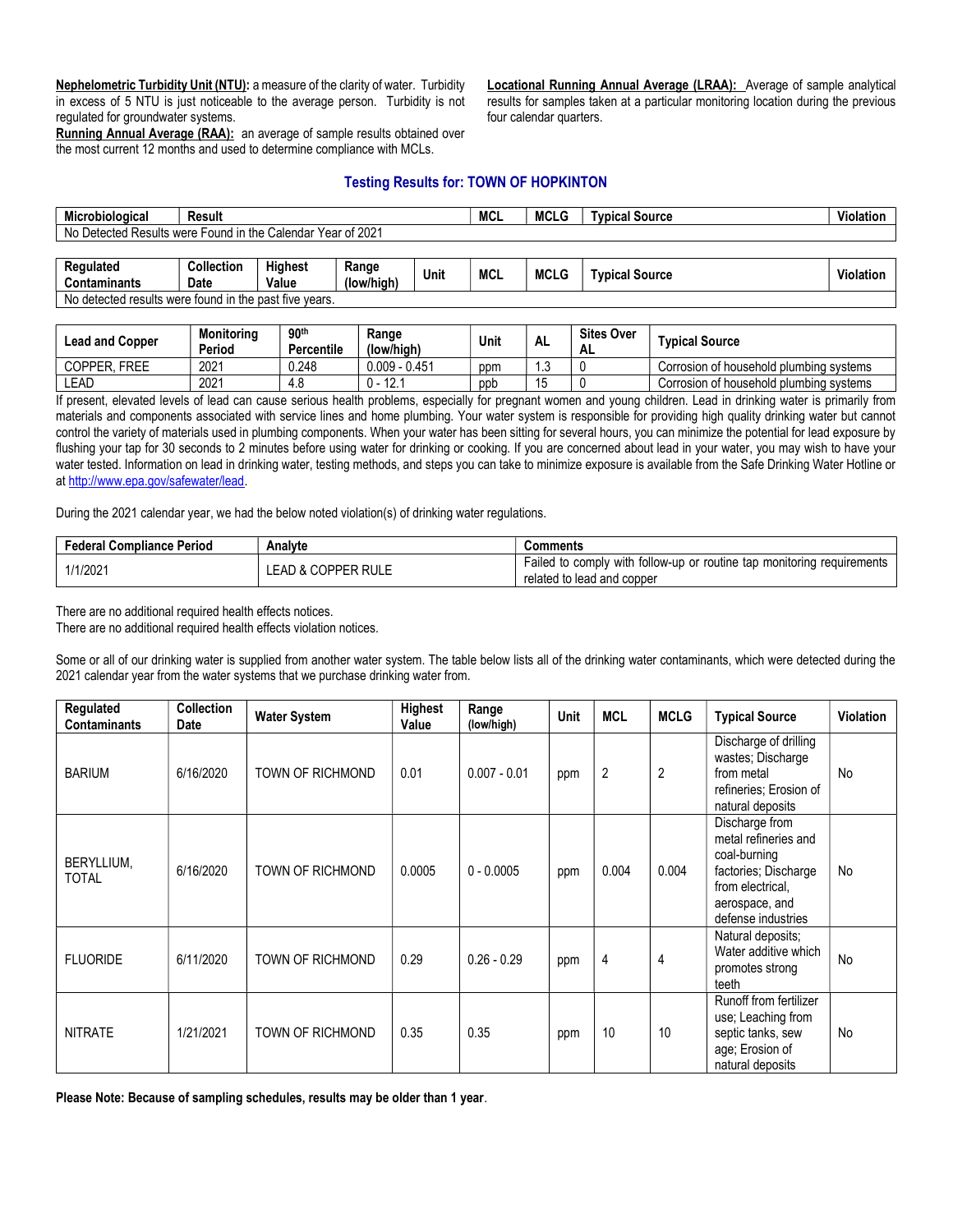**Nephelometric Turbidity Unit (NTU):** a measure of the clarity of water. Turbidity in excess of 5 NTU is just noticeable to the average person. Turbidity is not regulated for groundwater systems.

**Running Annual Average (RAA):** an average of sample results obtained over the most current 12 months and used to determine compliance with MCLs.

**Locational Running Annual Average (LRAA):** Average of sample analytical results for samples taken at a particular monitoring location during the previous four calendar quarters.

## Testing Results for: TOWN OF HOPKINTON

| Microbiological | Result | MCL | MCLG | Typical Source | Violation |
|---|---|---|---|---|---|
| No Detected Results were Found in the Calendar Year of 2021 | | | | | |

| Regulated Contaminants | Collection Date | Highest Value | Range (low/high) | Unit | MCL | MCLG | Typical Source | Violation |
|---|---|---|---|---|---|---|---|---|
| No detected results were found in the past five years. | | | | | | | | |

| Lead and Copper | Monitoring Period | 90th Percentile | Range (low/high) | Unit | AL | Sites Over AL | Typical Source |
|---|---|---|---|---|---|---|---|
| COPPER, FREE | 2021 | 0.248 | 0.009 - 0.451 | ppm | 1.3 | 0 | Corrosion of household plumbing systems |
| LEAD | 2021 | 4.8 | 0 - 12.1 | ppb | 15 | 0 | Corrosion of household plumbing systems |

If present, elevated levels of lead can cause serious health problems, especially for pregnant women and young children. Lead in drinking water is primarily from materials and components associated with service lines and home plumbing. Your water system is responsible for providing high quality drinking water but cannot control the variety of materials used in plumbing components. When your water has been sitting for several hours, you can minimize the potential for lead exposure by flushing your tap for 30 seconds to 2 minutes before using water for drinking or cooking. If you are concerned about lead in your water, you may wish to have your water tested. Information on lead in drinking water, testing methods, and steps you can take to minimize exposure is available from the Safe Drinking Water Hotline or at http://www.epa.gov/safewater/lead.

During the 2021 calendar year, we had the below noted violation(s) of drinking water regulations.

| Federal Compliance Period | Analyte | Comments |
|---|---|---|
| 1/1/2021 | LEAD & COPPER RULE | Failed to comply with follow-up or routine tap monitoring requirements related to lead and copper |

There are no additional required health effects notices.
There are no additional required health effects violation notices.

Some or all of our drinking water is supplied from another water system. The table below lists all of the drinking water contaminants, which were detected during the 2021 calendar year from the water systems that we purchase drinking water from.

| Regulated Contaminants | Collection Date | Water System | Highest Value | Range (low/high) | Unit | MCL | MCLG | Typical Source | Violation |
|---|---|---|---|---|---|---|---|---|---|
| BARIUM | 6/16/2020 | TOWN OF RICHMOND | 0.01 | 0.007 - 0.01 | ppm | 2 | 2 | Discharge of drilling wastes; Discharge from metal refineries; Erosion of natural deposits | No |
| BERYLLIUM, TOTAL | 6/16/2020 | TOWN OF RICHMOND | 0.0005 | 0 - 0.0005 | ppm | 0.004 | 0.004 | Discharge from metal refineries and coal-burning factories; Discharge from electrical, aerospace, and defense industries | No |
| FLUORIDE | 6/11/2020 | TOWN OF RICHMOND | 0.29 | 0.26 - 0.29 | ppm | 4 | 4 | Natural deposits; Water additive which promotes strong teeth | No |
| NITRATE | 1/21/2021 | TOWN OF RICHMOND | 0.35 | 0.35 | ppm | 10 | 10 | Runoff from fertilizer use; Leaching from septic tanks, sewage; Erosion of natural deposits | No |

**Please Note: Because of sampling schedules, results may be older than 1 year**.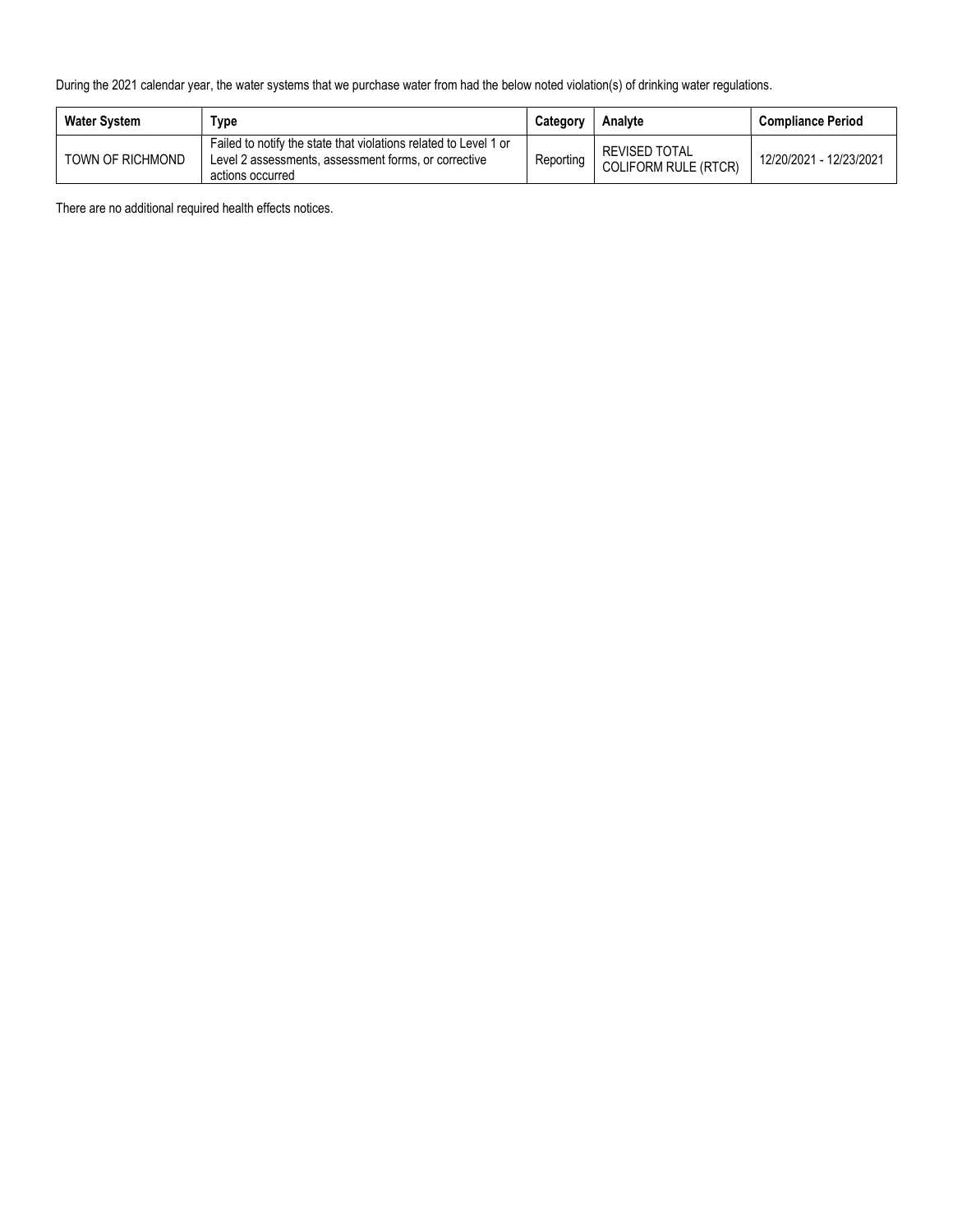During the 2021 calendar year, the water systems that we purchase water from had the below noted violation(s) of drinking water regulations.

| Water System | Type | Category | Analyte | Compliance Period |
| --- | --- | --- | --- | --- |
| TOWN OF RICHMOND | Failed to notify the state that violations related to Level 1 or Level 2 assessments, assessment forms, or corrective actions occurred | Reporting | REVISED TOTAL COLIFORM RULE (RTCR) | 12/20/2021 - 12/23/2021 |

There are no additional required health effects notices.